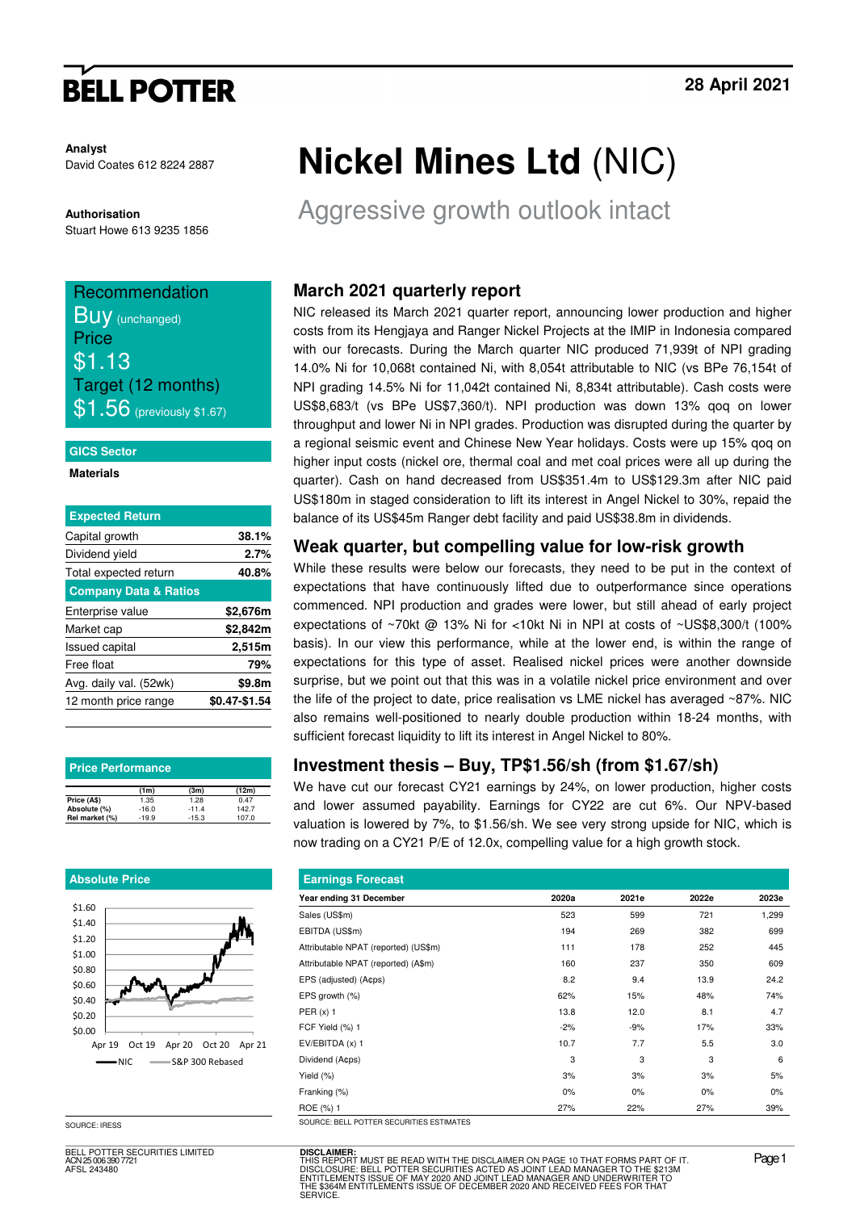# Nickel Mines Ltd (NIC)

## Aggressive growth outlook intact

28 April 2021

**Analyst**
David Coates 612 8224 2887

**Authorisation**
Stuart Howe 613 9235 1856

**Recommendation**
Buy (unchanged)
**Price**
$1.13
**Target (12 months)**
$1.56 (previously $1.67)

**GICS Sector**
Materials

| Expected Return | |
|---|---|
| Capital growth | 38.1% |
| Dividend yield | 2.7% |
| Total expected return | 40.8% |

| Company Data & Ratios | |
|---|---|
| Enterprise value | $2,676m |
| Market cap | $2,842m |
| Issued capital | 2,515m |
| Free float | 79% |
| Avg. daily val. (52wk) | $9.8m |
| 12 month price range | $0.47-$1.54 |

**Price Performance**

| | (1m) | (3m) | (12m) |
|---|---|---|---|
| Price (A$) | 1.35 | 1.28 | 0.47 |
| Absolute (%) | -16.0 | -11.4 | 142.7 |
| Rel market (%) | -19.9 | -15.3 | 107.0 |

**Absolute Price**

SOURCE: IRESS

## March 2021 quarterly report

NIC released its March 2021 quarter report, announcing lower production and higher costs from its Hengjaya and Ranger Nickel Projects at the IMIP in Indonesia compared with our forecasts. During the March quarter NIC produced 71,939t of NPI grading 14.0% Ni for 10,068t contained Ni, with 8,054t attributable to NIC (vs BPe 76,154t of NPI grading 14.5% Ni for 11,042t contained Ni, 8,834t attributable). Cash costs were US$8,683/t (vs BPe US$7,360/t). NPI production was down 13% qoq on lower throughput and lower Ni in NPI grades. Production was disrupted during the quarter by a regional seismic event and Chinese New Year holidays. Costs were up 15% qoq on higher input costs (nickel ore, thermal coal and met coal prices were all up during the quarter). Cash on hand decreased from US$351.4m to US$129.3m after NIC paid US$180m in staged consideration to lift its interest in Angel Nickel to 30%, repaid the balance of its US$45m Ranger debt facility and paid US$38.8m in dividends.

## Weak quarter, but compelling value for low-risk growth

While these results were below our forecasts, they need to be put in the context of expectations that have continuously lifted due to outperformance since operations commenced. NPI production and grades were lower, but still ahead of early project expectations of ~70kt @ 13% Ni for <10kt Ni in NPI at costs of ~US$8,300/t (100% basis). In our view this performance, while at the lower end, is within the range of expectations for this type of asset. Realised nickel prices were another downside surprise, but we point out that this was in a volatile nickel price environment and over the life of the project to date, price realisation vs LME nickel has averaged ~87%. NIC also remains well-positioned to nearly double production within 18-24 months, with sufficient forecast liquidity to lift its interest in Angel Nickel to 80%.

## Investment thesis – Buy, TP$1.56/sh (from $1.67/sh)

We have cut our forecast CY21 earnings by 24%, on lower production, higher costs and lower assumed payability. Earnings for CY22 are cut 6%. Our NPV-based valuation is lowered by 7%, to $1.56/sh. We see very strong upside for NIC, which is now trading on a CY21 P/E of 12.0x, compelling value for a high growth stock.

**Earnings Forecast**

| Year ending 31 December | 2020a | 2021e | 2022e | 2023e |
|---|---|---|---|---|
| Sales (US$m) | 523 | 599 | 721 | 1,299 |
| EBITDA (US$m) | 194 | 269 | 382 | 699 |
| Attributable NPAT (reported) (US$m) | 111 | 178 | 252 | 445 |
| Attributable NPAT (reported) (A$m) | 160 | 237 | 350 | 609 |
| EPS (adjusted) (A¢ps) | 8.2 | 9.4 | 13.9 | 24.2 |
| EPS growth (%) | 62% | 15% | 48% | 74% |
| PER (x) 1 | 13.8 | 12.0 | 8.1 | 4.7 |
| FCF Yield (%) 1 | -2% | -9% | 17% | 33% |
| EV/EBITDA (x) 1 | 10.7 | 7.7 | 5.5 | 3.0 |
| Dividend (A¢ps) | 3 | 3 | 3 | 6 |
| Yield (%) | 3% | 3% | 3% | 5% |
| Franking (%) | 0% | 0% | 0% | 0% |
| ROE (%) 1 | 27% | 22% | 27% | 39% |

SOURCE: BELL POTTER SECURITIES ESTIMATES

BELL POTTER SECURITIES LIMITED
ACN 25 006 390 7721
AFSL 243480

**DISCLAIMER:**
THIS REPORT MUST BE READ WITH THE DISCLAIMER ON PAGE 10 THAT FORMS PART OF IT.
DISCLOSURE: BELL POTTER SECURITIES ACTED AS JOINT LEAD MANAGER TO THE $213M ENTITLEMENTS ISSUE OF MAY 2020 AND JOINT LEAD MANAGER AND UNDERWRITER TO THE $364M ENTITLEMENTS ISSUE OF DECEMBER 2020 AND RECEIVED FEES FOR THAT SERVICE.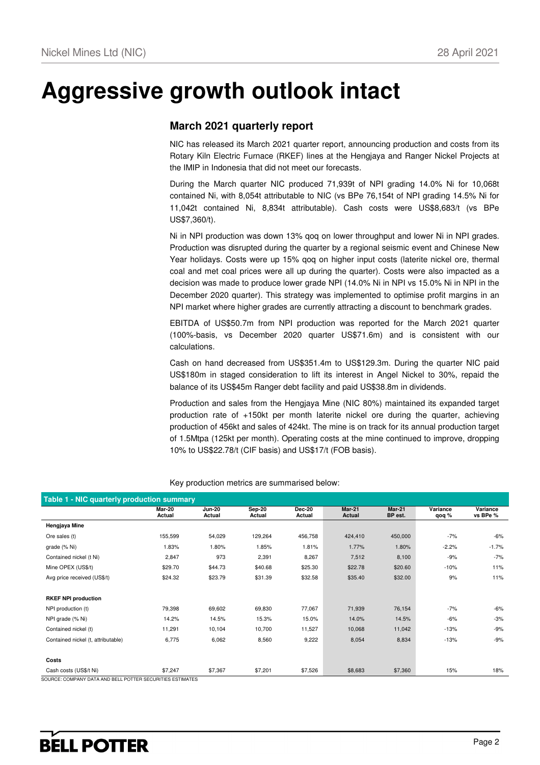# Aggressive growth outlook intact

## March 2021 quarterly report

NIC has released its March 2021 quarter report, announcing production and costs from its Rotary Kiln Electric Furnace (RKEF) lines at the Hengjaya and Ranger Nickel Projects at the IMIP in Indonesia that did not meet our forecasts.

During the March quarter NIC produced 71,939t of NPI grading 14.0% Ni for 10,068t contained Ni, with 8,054t attributable to NIC (vs BPe 76,154t of NPI grading 14.5% Ni for 11,042t contained Ni, 8,834t attributable). Cash costs were US$8,683/t (vs BPe US$7,360/t).

Ni in NPI production was down 13% qoq on lower throughput and lower Ni in NPI grades. Production was disrupted during the quarter by a regional seismic event and Chinese New Year holidays. Costs were up 15% qoq on higher input costs (laterite nickel ore, thermal coal and met coal prices were all up during the quarter). Costs were also impacted as a decision was made to produce lower grade NPI (14.0% Ni in NPI vs 15.0% Ni in NPI in the December 2020 quarter). This strategy was implemented to optimise profit margins in an NPI market where higher grades are currently attracting a discount to benchmark grades.

EBITDA of US$50.7m from NPI production was reported for the March 2021 quarter (100%-basis, vs December 2020 quarter US$71.6m) and is consistent with our calculations.

Cash on hand decreased from US$351.4m to US$129.3m. During the quarter NIC paid US$180m in staged consideration to lift its interest in Angel Nickel to 30%, repaid the balance of its US$45m Ranger debt facility and paid US$38.8m in dividends.

Production and sales from the Hengjaya Mine (NIC 80%) maintained its expanded target production rate of +150kt per month laterite nickel ore during the quarter, achieving production of 456kt and sales of 424kt. The mine is on track for its annual production target of 1.5Mtpa (125kt per month). Operating costs at the mine continued to improve, dropping 10% to US$22.78/t (CIF basis) and US$17/t (FOB basis).

Key production metrics are summarised below:

**Table 1 - NIC quarterly production summary**

| | Mar-20 Actual | Jun-20 Actual | Sep-20 Actual | Dec-20 Actual | Mar-21 Actual | Mar-21 BP est. | Variance qoq % | Variance vs BPe % |
|---|---|---|---|---|---|---|---|---|
| **Hengjaya Mine** | | | | | | | | |
| Ore sales (t) | 155,599 | 54,029 | 129,264 | 456,758 | 424,410 | 450,000 | -7% | -6% |
| grade (% Ni) | 1.83% | 1.80% | 1.85% | 1.81% | 1.77% | 1.80% | -2.2% | -1.7% |
| Contained nickel (t Ni) | 2,847 | 973 | 2,391 | 8,267 | 7,512 | 8,100 | -9% | -7% |
| Mine OPEX (US$/t) | $29.70 | $44.73 | $40.68 | $25.30 | $22.78 | $20.60 | -10% | 11% |
| Avg price received (US$/t) | $24.32 | $23.79 | $31.39 | $32.58 | $35.40 | $32.00 | 9% | 11% |
| | | | | | | | | |
| **RKEF NPI production** | | | | | | | | |
| NPI production (t) | 79,398 | 69,602 | 69,830 | 77,067 | 71,939 | 76,154 | -7% | -6% |
| NPI grade (% Ni) | 14.2% | 14.5% | 15.3% | 15.0% | 14.0% | 14.5% | -6% | -3% |
| Contained nickel (t) | 11,291 | 10,104 | 10,700 | 11,527 | 10,068 | 11,042 | -13% | -9% |
| Contained nickel (t, attributable) | 6,775 | 6,062 | 8,560 | 9,222 | 8,054 | 8,834 | -13% | -9% |
| | | | | | | | | |
| **Costs** | | | | | | | | |
| Cash costs (US$/t Ni) | $7,247 | $7,367 | $7,201 | $7,526 | $8,683 | $7,360 | 15% | 18% |

SOURCE: COMPANY DATA AND BELL POTTER SECURITIES ESTIMATES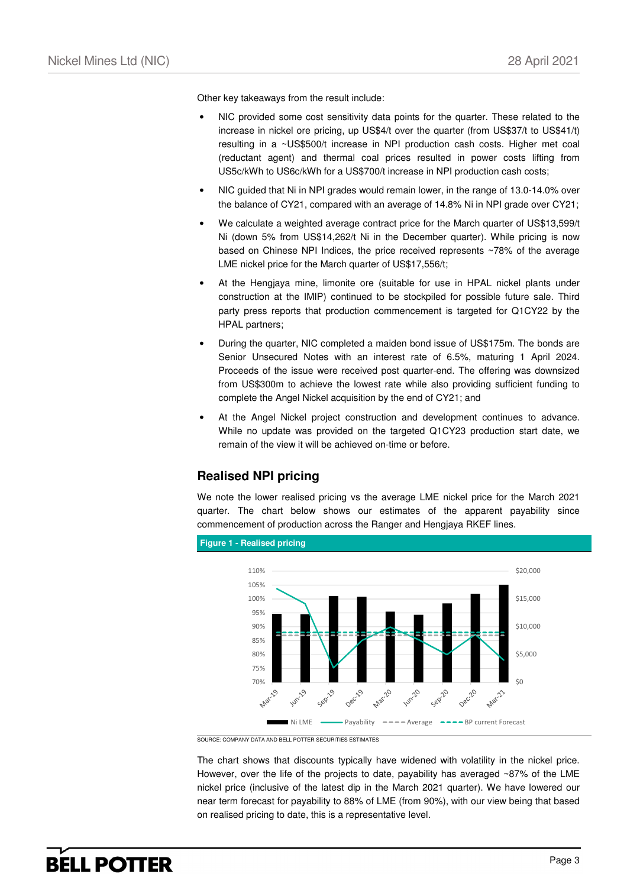Other key takeaways from the result include:

- NIC provided some cost sensitivity data points for the quarter. These related to the increase in nickel ore pricing, up US$4/t over the quarter (from US$37/t to US$41/t) resulting in a ~US$500/t increase in NPI production cash costs. Higher met coal (reductant agent) and thermal coal prices resulted in power costs lifting from US5c/kWh to US6c/kWh for a US$700/t increase in NPI production cash costs;
- NIC guided that Ni in NPI grades would remain lower, in the range of 13.0-14.0% over the balance of CY21, compared with an average of 14.8% Ni in NPI grade over CY21;
- We calculate a weighted average contract price for the March quarter of US$13,599/t Ni (down 5% from US$14,262/t Ni in the December quarter). While pricing is now based on Chinese NPI Indices, the price received represents ~78% of the average LME nickel price for the March quarter of US$17,556/t;
- At the Hengjaya mine, limonite ore (suitable for use in HPAL nickel plants under construction at the IMIP) continued to be stockpiled for possible future sale. Third party press reports that production commencement is targeted for Q1CY22 by the HPAL partners;
- During the quarter, NIC completed a maiden bond issue of US$175m. The bonds are Senior Unsecured Notes with an interest rate of 6.5%, maturing 1 April 2024. Proceeds of the issue were received post quarter-end. The offering was downsized from US$300m to achieve the lowest rate while also providing sufficient funding to complete the Angel Nickel acquisition by the end of CY21; and
- At the Angel Nickel project construction and development continues to advance. While no update was provided on the targeted Q1CY23 production start date, we remain of the view it will be achieved on-time or before.

## Realised NPI pricing

We note the lower realised pricing vs the average LME nickel price for the March 2021 quarter. The chart below shows our estimates of the apparent payability since commencement of production across the Ranger and Hengjaya RKEF lines.

**Figure 1 - Realised pricing**

SOURCE: COMPANY DATA AND BELL POTTER SECURITIES ESTIMATES

The chart shows that discounts typically have widened with volatility in the nickel price. However, over the life of the projects to date, payability has averaged ~87% of the LME nickel price (inclusive of the latest dip in the March 2021 quarter). We have lowered our near term forecast for payability to 88% of LME (from 90%), with our view being that based on realised pricing to date, this is a representative level.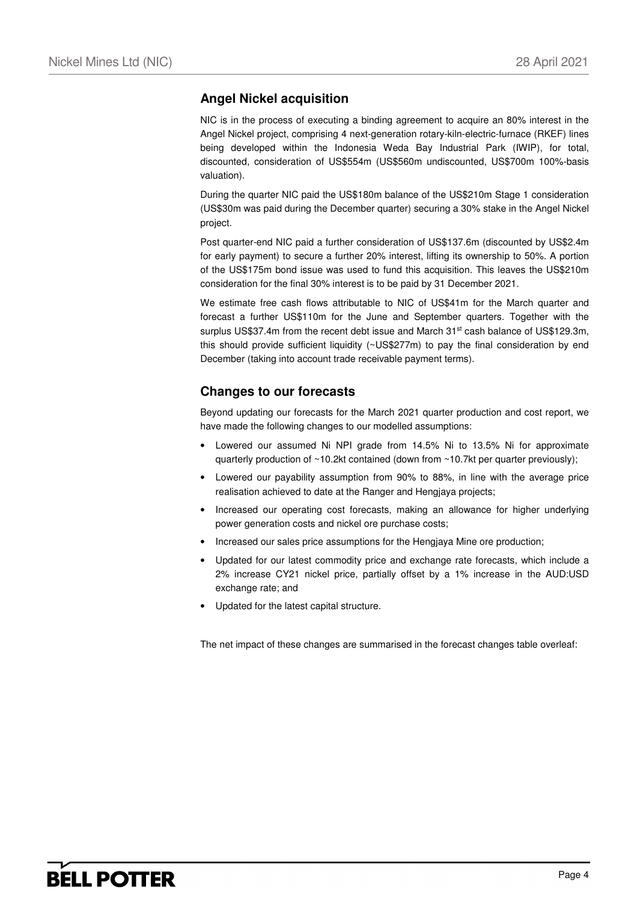## Angel Nickel acquisition

NIC is in the process of executing a binding agreement to acquire an 80% interest in the Angel Nickel project, comprising 4 next-generation rotary-kiln-electric-furnace (RKEF) lines being developed within the Indonesia Weda Bay Industrial Park (IWIP), for total, discounted, consideration of US$554m (US$560m undiscounted, US$700m 100%-basis valuation).

During the quarter NIC paid the US$180m balance of the US$210m Stage 1 consideration (US$30m was paid during the December quarter) securing a 30% stake in the Angel Nickel project.

Post quarter-end NIC paid a further consideration of US$137.6m (discounted by US$2.4m for early payment) to secure a further 20% interest, lifting its ownership to 50%. A portion of the US$175m bond issue was used to fund this acquisition. This leaves the US$210m consideration for the final 30% interest is to be paid by 31 December 2021.

We estimate free cash flows attributable to NIC of US$41m for the March quarter and forecast a further US$110m for the June and September quarters. Together with the surplus US$37.4m from the recent debt issue and March 31st cash balance of US$129.3m, this should provide sufficient liquidity (~US$277m) to pay the final consideration by end December (taking into account trade receivable payment terms).

## Changes to our forecasts

Beyond updating our forecasts for the March 2021 quarter production and cost report, we have made the following changes to our modelled assumptions:

- Lowered our assumed Ni NPI grade from 14.5% Ni to 13.5% Ni for approximate quarterly production of ~10.2kt contained (down from ~10.7kt per quarter previously);
- Lowered our payability assumption from 90% to 88%, in line with the average price realisation achieved to date at the Ranger and Hengjaya projects;
- Increased our operating cost forecasts, making an allowance for higher underlying power generation costs and nickel ore purchase costs;
- Increased our sales price assumptions for the Hengjaya Mine ore production;
- Updated for our latest commodity price and exchange rate forecasts, which include a 2% increase CY21 nickel price, partially offset by a 1% increase in the AUD:USD exchange rate; and
- Updated for the latest capital structure.

The net impact of these changes are summarised in the forecast changes table overleaf: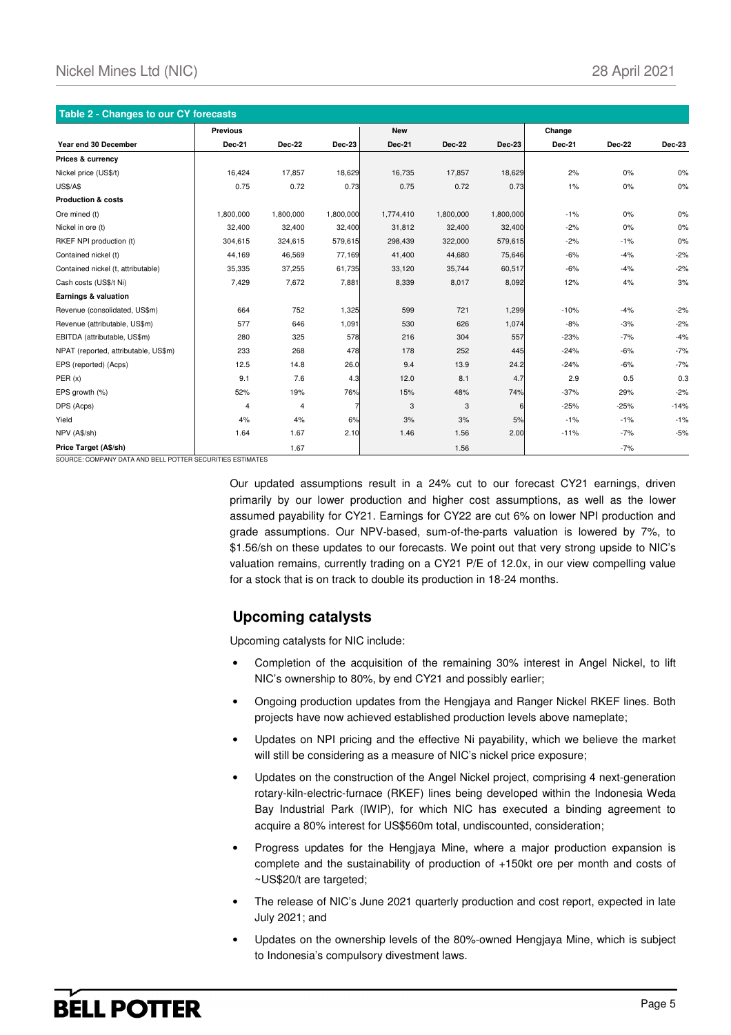**Table 2 - Changes to our CY forecasts**

| | Previous | | | New | | | Change | | |
|---|---|---|---|---|---|---|---|---|---|
| Year end 30 December | Dec-21 | Dec-22 | Dec-23 | Dec-21 | Dec-22 | Dec-23 | Dec-21 | Dec-22 | Dec-23 |
| **Prices & currency** | | | | | | | | | |
| Nickel price (US$/t) | 16,424 | 17,857 | 18,629 | 16,735 | 17,857 | 18,629 | 2% | 0% | 0% |
| US$/A$ | 0.75 | 0.72 | 0.73 | 0.75 | 0.72 | 0.73 | 1% | 0% | 0% |
| **Production & costs** | | | | | | | | | |
| Ore mined (t) | 1,800,000 | 1,800,000 | 1,800,000 | 1,774,410 | 1,800,000 | 1,800,000 | -1% | 0% | 0% |
| Nickel in ore (t) | 32,400 | 32,400 | 32,400 | 31,812 | 32,400 | 32,400 | -2% | 0% | 0% |
| RKEF NPI production (t) | 304,615 | 324,615 | 579,615 | 298,439 | 322,000 | 579,615 | -2% | -1% | 0% |
| Contained nickel (t) | 44,169 | 46,569 | 77,169 | 41,400 | 44,680 | 75,646 | -6% | -4% | -2% |
| Contained nickel (t, attributable) | 35,335 | 37,255 | 61,735 | 33,120 | 35,744 | 60,517 | -6% | -4% | -2% |
| Cash costs (US$/t Ni) | 7,429 | 7,672 | 7,881 | 8,339 | 8,017 | 8,092 | 12% | 4% | 3% |
| **Earnings & valuation** | | | | | | | | | |
| Revenue (consolidated, US$m) | 664 | 752 | 1,325 | 599 | 721 | 1,299 | -10% | -4% | -2% |
| Revenue (attributable, US$m) | 577 | 646 | 1,091 | 530 | 626 | 1,074 | -8% | -3% | -2% |
| EBITDA (attributable, US$m) | 280 | 325 | 578 | 216 | 304 | 557 | -23% | -7% | -4% |
| NPAT (reported, attributable, US$m) | 233 | 268 | 478 | 178 | 252 | 445 | -24% | -6% | -7% |
| EPS (reported) (Acps) | 12.5 | 14.8 | 26.0 | 9.4 | 13.9 | 24.2 | -24% | -6% | -7% |
| PER (x) | 9.1 | 7.6 | 4.3 | 12.0 | 8.1 | 4.7 | 2.9 | 0.5 | 0.3 |
| EPS growth (%) | 52% | 19% | 76% | 15% | 48% | 74% | -37% | 29% | -2% |
| DPS (Acps) | 4 | 4 | 7 | 3 | 3 | 6 | -25% | -25% | -14% |
| Yield | 4% | 4% | 6% | 3% | 3% | 5% | -1% | -1% | -1% |
| NPV (A$/sh) | 1.64 | 1.67 | 2.10 | 1.46 | 1.56 | 2.00 | -11% | -7% | -5% |
| **Price Target (A$/sh)** | | 1.67 | | | 1.56 | | | -7% | |

SOURCE: COMPANY DATA AND BELL POTTER SECURITIES ESTIMATES

Our updated assumptions result in a 24% cut to our forecast CY21 earnings, driven primarily by our lower production and higher cost assumptions, as well as the lower assumed payability for CY21. Earnings for CY22 are cut 6% on lower NPI production and grade assumptions. Our NPV-based, sum-of-the-parts valuation is lowered by 7%, to $1.56/sh on these updates to our forecasts. We point out that very strong upside to NIC's valuation remains, currently trading on a CY21 P/E of 12.0x, in our view compelling value for a stock that is on track to double its production in 18-24 months.

## Upcoming catalysts

Upcoming catalysts for NIC include:

- Completion of the acquisition of the remaining 30% interest in Angel Nickel, to lift NIC's ownership to 80%, by end CY21 and possibly earlier;
- Ongoing production updates from the Hengjaya and Ranger Nickel RKEF lines. Both projects have now achieved established production levels above nameplate;
- Updates on NPI pricing and the effective Ni payability, which we believe the market will still be considering as a measure of NIC's nickel price exposure;
- Updates on the construction of the Angel Nickel project, comprising 4 next-generation rotary-kiln-electric-furnace (RKEF) lines being developed within the Indonesia Weda Bay Industrial Park (IWIP), for which NIC has executed a binding agreement to acquire a 80% interest for US$560m total, undiscounted, consideration;
- Progress updates for the Hengjaya Mine, where a major production expansion is complete and the sustainability of production of +150kt ore per month and costs of ~US$20/t are targeted;
- The release of NIC's June 2021 quarterly production and cost report, expected in late July 2021; and
- Updates on the ownership levels of the 80%-owned Hengjaya Mine, which is subject to Indonesia's compulsory divestment laws.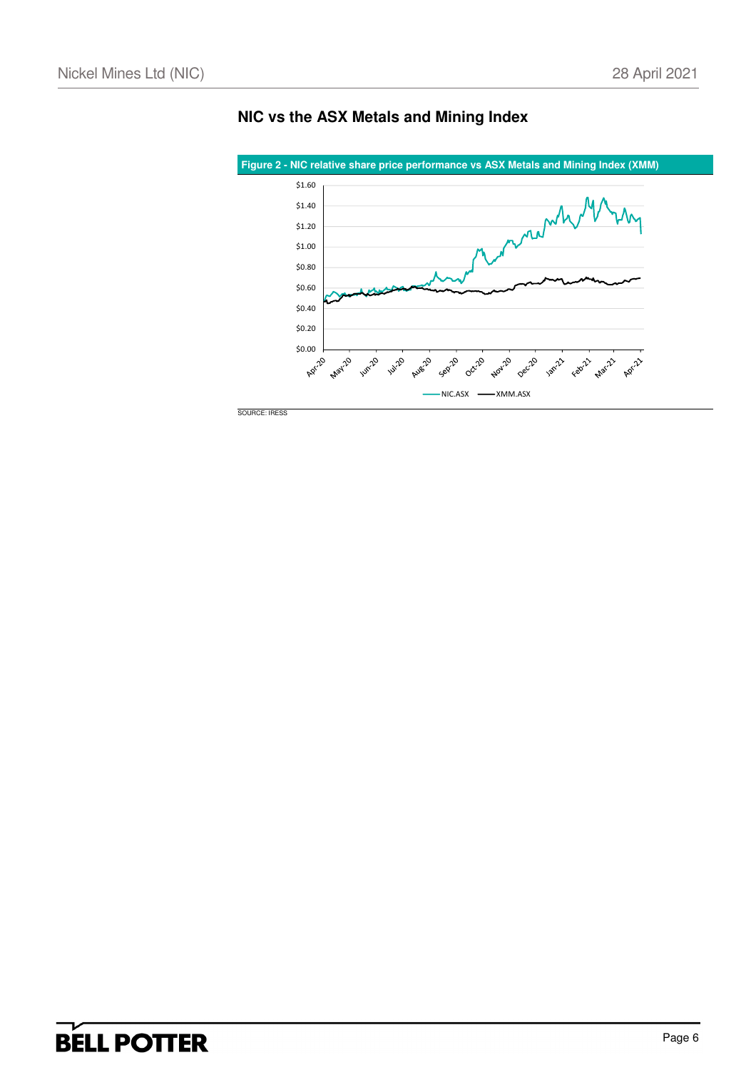## NIC vs the ASX Metals and Mining Index

**Figure 2 - NIC relative share price performance vs ASX Metals and Mining Index (XMM)**

SOURCE: IRESS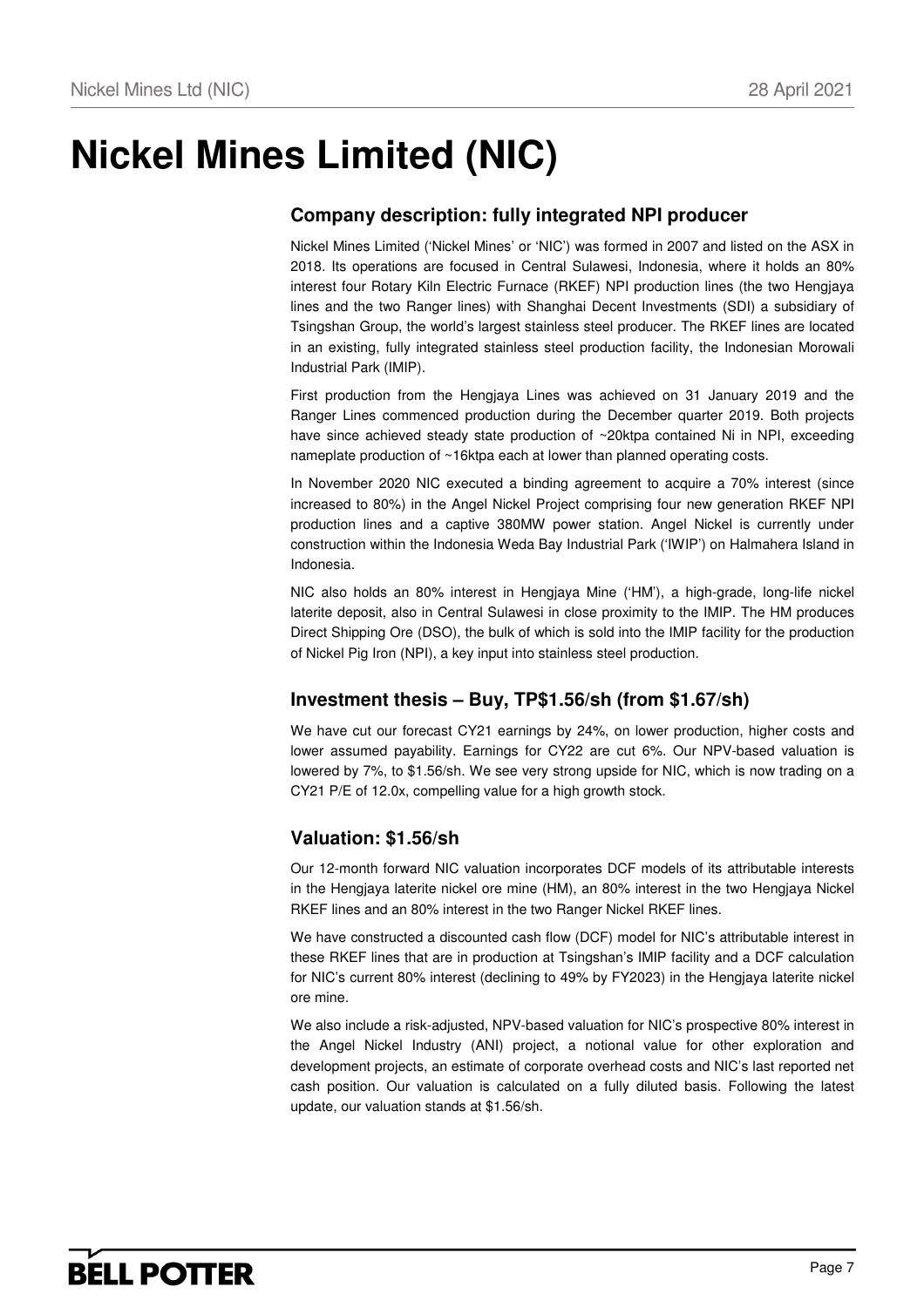# Nickel Mines Limited (NIC)

## Company description: fully integrated NPI producer

Nickel Mines Limited ('Nickel Mines' or 'NIC') was formed in 2007 and listed on the ASX in 2018. Its operations are focused in Central Sulawesi, Indonesia, where it holds an 80% interest four Rotary Kiln Electric Furnace (RKEF) NPI production lines (the two Hengjaya lines and the two Ranger lines) with Shanghai Decent Investments (SDI) a subsidiary of Tsingshan Group, the world's largest stainless steel producer. The RKEF lines are located in an existing, fully integrated stainless steel production facility, the Indonesian Morowali Industrial Park (IMIP).

First production from the Hengjaya Lines was achieved on 31 January 2019 and the Ranger Lines commenced production during the December quarter 2019. Both projects have since achieved steady state production of ~20ktpa contained Ni in NPI, exceeding nameplate production of ~16ktpa each at lower than planned operating costs.

In November 2020 NIC executed a binding agreement to acquire a 70% interest (since increased to 80%) in the Angel Nickel Project comprising four new generation RKEF NPI production lines and a captive 380MW power station. Angel Nickel is currently under construction within the Indonesia Weda Bay Industrial Park ('IWIP') on Halmahera Island in Indonesia.

NIC also holds an 80% interest in Hengjaya Mine ('HM'), a high-grade, long-life nickel laterite deposit, also in Central Sulawesi in close proximity to the IMIP. The HM produces Direct Shipping Ore (DSO), the bulk of which is sold into the IMIP facility for the production of Nickel Pig Iron (NPI), a key input into stainless steel production.

## Investment thesis – Buy, TP$1.56/sh (from $1.67/sh)

We have cut our forecast CY21 earnings by 24%, on lower production, higher costs and lower assumed payability. Earnings for CY22 are cut 6%. Our NPV-based valuation is lowered by 7%, to $1.56/sh. We see very strong upside for NIC, which is now trading on a CY21 P/E of 12.0x, compelling value for a high growth stock.

## Valuation: $1.56/sh

Our 12-month forward NIC valuation incorporates DCF models of its attributable interests in the Hengjaya laterite nickel ore mine (HM), an 80% interest in the two Hengjaya Nickel RKEF lines and an 80% interest in the two Ranger Nickel RKEF lines.

We have constructed a discounted cash flow (DCF) model for NIC's attributable interest in these RKEF lines that are in production at Tsingshan's IMIP facility and a DCF calculation for NIC's current 80% interest (declining to 49% by FY2023) in the Hengjaya laterite nickel ore mine.

We also include a risk-adjusted, NPV-based valuation for NIC's prospective 80% interest in the Angel Nickel Industry (ANI) project, a notional value for other exploration and development projects, an estimate of corporate overhead costs and NIC's last reported net cash position. Our valuation is calculated on a fully diluted basis. Following the latest update, our valuation stands at $1.56/sh.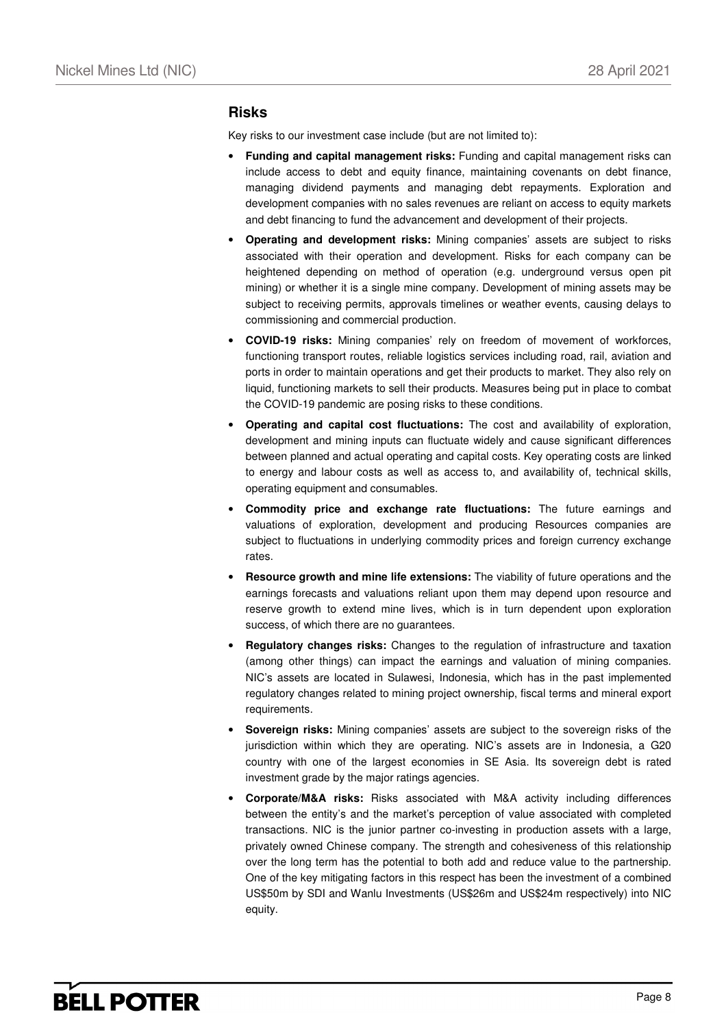## Risks

Key risks to our investment case include (but are not limited to):

- **Funding and capital management risks:** Funding and capital management risks can include access to debt and equity finance, maintaining covenants on debt finance, managing dividend payments and managing debt repayments. Exploration and development companies with no sales revenues are reliant on access to equity markets and debt financing to fund the advancement and development of their projects.
- **Operating and development risks:** Mining companies' assets are subject to risks associated with their operation and development. Risks for each company can be heightened depending on method of operation (e.g. underground versus open pit mining) or whether it is a single mine company. Development of mining assets may be subject to receiving permits, approvals timelines or weather events, causing delays to commissioning and commercial production.
- **COVID-19 risks:** Mining companies' rely on freedom of movement of workforces, functioning transport routes, reliable logistics services including road, rail, aviation and ports in order to maintain operations and get their products to market. They also rely on liquid, functioning markets to sell their products. Measures being put in place to combat the COVID-19 pandemic are posing risks to these conditions.
- **Operating and capital cost fluctuations:** The cost and availability of exploration, development and mining inputs can fluctuate widely and cause significant differences between planned and actual operating and capital costs. Key operating costs are linked to energy and labour costs as well as access to, and availability of, technical skills, operating equipment and consumables.
- **Commodity price and exchange rate fluctuations:** The future earnings and valuations of exploration, development and producing Resources companies are subject to fluctuations in underlying commodity prices and foreign currency exchange rates.
- **Resource growth and mine life extensions:** The viability of future operations and the earnings forecasts and valuations reliant upon them may depend upon resource and reserve growth to extend mine lives, which is in turn dependent upon exploration success, of which there are no guarantees.
- **Regulatory changes risks:** Changes to the regulation of infrastructure and taxation (among other things) can impact the earnings and valuation of mining companies. NIC's assets are located in Sulawesi, Indonesia, which has in the past implemented regulatory changes related to mining project ownership, fiscal terms and mineral export requirements.
- **Sovereign risks:** Mining companies' assets are subject to the sovereign risks of the jurisdiction within which they are operating. NIC's assets are in Indonesia, a G20 country with one of the largest economies in SE Asia. Its sovereign debt is rated investment grade by the major ratings agencies.
- **Corporate/M&A risks:** Risks associated with M&A activity including differences between the entity's and the market's perception of value associated with completed transactions. NIC is the junior partner co-investing in production assets with a large, privately owned Chinese company. The strength and cohesiveness of this relationship over the long term has the potential to both add and reduce value to the partnership. One of the key mitigating factors in this respect has been the investment of a combined US$50m by SDI and Wanlu Investments (US$26m and US$24m respectively) into NIC equity.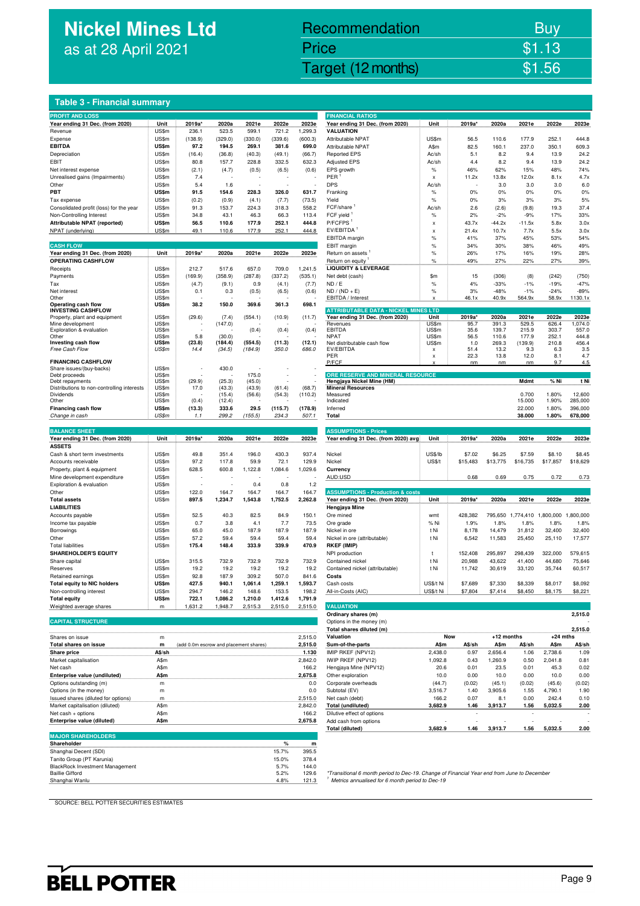# Nickel Mines Ltd
as at 28 April 2021

| Recommendation | Buy |
|---|---|
| Price | $1.13 |
| Target (12 months) | $1.56 |

## Table 3 - Financial summary

### PROFIT AND LOSS

| Year ending 31 Dec. (from 2020) | Unit | 2019a* | 2020a | 2021e | 2022e | 2023e |
|---|---|---|---|---|---|---|
| Revenue | US$m | 236.1 | 523.5 | 599.1 | 721.2 | 1,299.3 |
| Expense | US$m | (138.9) | (329.0) | (330.0) | (339.6) | (600.3) |
| **EBITDA** | **US$m** | **97.2** | **194.5** | **269.1** | **381.6** | **699.0** |
| Depreciation | US$m | (16.4) | (36.8) | (40.3) | (49.1) | (66.7) |
| EBIT | US$m | 80.8 | 157.7 | 228.8 | 332.5 | 632.3 |
| Net interest expense | US$m | (2.1) | (4.7) | (0.5) | (6.5) | (0.6) |
| Unrealised gains (Impairments) | US$m | 7.4 | - | - | - | - |
| Other | US$m | 5.4 | 1.6 | - | - | - |
| **PBT** | **US$m** | **91.5** | **154.6** | **228.3** | **326.0** | **631.7** |
| Tax expense | US$m | (0.2) | (0.9) | (4.1) | (7.7) | (73.5) |
| Consolidated profit (loss) for the year | US$m | 91.3 | 153.7 | 224.3 | 318.3 | 558.2 |
| Non-Controlling Interest | US$m | 34.8 | 43.1 | 46.3 | 66.3 | 113.4 |
| **Attributable NPAT (reported)** | **US$m** | **56.5** | **110.6** | **177.9** | **252.1** | **444.8** |
| NPAT (underlying) | US$m | 49.1 | 110.6 | 177.9 | 252.1 | 444.8 |

### CASH FLOW

| Year ending 31 Dec. (from 2020) | Unit | 2019a* | 2020a | 2021e | 2022e | 2023e |
|---|---|---|---|---|---|---|
| **OPERATING CASHFLOW** | | | | | | |
| Receipts | US$m | 212.7 | 517.6 | 657.0 | 709.0 | 1,241.5 |
| Payments | US$m | (169.9) | (358.9) | (287.8) | (337.2) | (535.1) |
| Tax | US$m | (4.7) | (9.1) | 0.9 | (4.1) | (7.7) |
| Net interest | US$m | 0.1 | 0.3 | (0.5) | (6.5) | (0.6) |
| Other | US$m | - | - | - | - | - |
| **Operating cash flow** | **US$m** | **38.2** | **150.0** | **369.6** | **361.3** | **698.1** |
| **INVESTING CASHFLOW** | | | | | | |
| Property, plant and equipment | US$m | (29.6) | (7.4) | (554.1) | (10.9) | (11.7) |
| Mine development | US$m | - | (147.0) | - | - | - |
| Exploration & evaluation | US$m | - | - | (0.4) | (0.4) | (0.4) |
| Other | US$m | 5.8 | (30.0) | - | - | - |
| **Investing cash flow** | **US$m** | **(23.8)** | **(184.4)** | **(554.5)** | **(11.3)** | **(12.1)** |
| *Free Cash Flow* | *US$m* | *14.4* | *(34.5)* | *(184.9)* | *350.0* | *686.0* |
| **FINANCING CASHFLOW** | | | | | | |
| Share issues/(buy-backs) | US$m | - | 430.0 | - | - | - |
| Debt proceeds | US$m | - | - | 175.0 | - | - |
| Debt repayments | US$m | (29.9) | (25.3) | (45.0) | - | - |
| Distributions to non-controlling interests | US$m | 17.0 | (43.3) | (43.9) | (61.4) | (68.7) |
| Dividends | US$m | - | (15.4) | (56.6) | (54.3) | (110.2) |
| Other | US$m | (0.4) | (12.4) | - | - | - |
| **Financing cash flow** | **US$m** | **(13.3)** | **333.6** | **29.5** | **(115.7)** | **(178.9)** |
| *Change in cash* | *US$m* | *1.1* | *299.2* | *(155.5)* | *234.3* | *507.1* |

### BALANCE SHEET

| Year ending 31 Dec. (from 2020) | Unit | 2019a* | 2020a | 2021e | 2022e | 2023e |
|---|---|---|---|---|---|---|
| **ASSETS** | | | | | | |
| Cash & short term investments | US$m | 49.8 | 351.4 | 196.0 | 430.3 | 937.4 |
| Accounts receivable | US$m | 97.2 | 117.8 | 59.9 | 72.1 | 129.9 |
| Property, plant & equipment | US$m | 628.5 | 600.8 | 1,122.8 | 1,084.6 | 1,029.6 |
| Mine development expenditure | US$m | - | - | - | - | - |
| Exploration & evaluation | US$m | - | - | 0.4 | 0.8 | 1.2 |
| Other | US$m | 122.0 | 164.7 | 164.7 | 164.7 | 164.7 |
| **Total assets** | **US$m** | **897.5** | **1,234.7** | **1,543.8** | **1,752.5** | **2,262.8** |
| **LIABILITIES** | | | | | | |
| Accounts payable | US$m | 52.5 | 40.3 | 82.5 | 84.9 | 150.1 |
| Income tax payable | US$m | 0.7 | 3.8 | 4.1 | 7.7 | 73.5 |
| Borrowings | US$m | 65.0 | 45.0 | 187.9 | 187.9 | 187.9 |
| Other | US$m | 57.2 | 59.4 | 59.4 | 59.4 | 59.4 |
| Total liabilities | US$m | 175.4 | 148.4 | 333.9 | 339.9 | 470.9 |
| **SHAREHOLDER'S EQUITY** | | | | | | |
| Share capital | US$m | 315.5 | 732.9 | 732.9 | 732.9 | 732.9 |
| Reserves | US$m | 19.2 | 19.2 | 19.2 | 19.2 | 19.2 |
| Retained earnings | US$m | 92.8 | 187.9 | 309.2 | 507.0 | 841.6 |
| **Total equity to NIC holders** | **US$m** | **427.5** | **940.1** | **1,061.4** | **1,259.1** | **1,593.7** |
| Non-controlling interest | US$m | 294.7 | 146.2 | 148.6 | 153.5 | 198.2 |
| **Total equity** | **US$m** | **722.1** | **1,086.2** | **1,210.0** | **1,412.6** | **1,791.9** |
| Weighted average shares | m | 1,631.2 | 1,948.7 | 2,515.3 | 2,515.0 | 2,515.0 |

### CAPITAL STRUCTURE

| | | | |
|---|---|---|---|
| Shares on issue | m | | 2,515.0 |
| **Total shares on issue** | **m** | (add 0.0m escrow and placement shares) | **2,515.0** |
| **Share price** | **A$/sh** | | **1.130** |
| Market capitalisation | A$m | | 2,842.0 |
| Net cash | A$m | | 166.2 |
| **Enterprise value (undiluted)** | **A$m** | | **2,675.8** |
| Options outstanding (m) | m | | 0.0 |
| Options (in the money) | m | | 0.0 |
| Issued shares (diluted for options) | m | | 2,515.0 |
| Market capitalisation (diluted) | A$m | | 2,842.0 |
| Net cash + options | A$m | | 166.2 |
| **Enterprise value (diluted)** | **A$m** | | **2,675.8** |

### MAJOR SHAREHOLDERS

| Shareholder | % | m |
|---|---|---|
| Shanghai Decent (SDI) | 15.7% | 395.5 |
| Tanito Group (PT Karunia) | 15.0% | 378.4 |
| BlackRock Investment Management | 5.7% | 144.0 |
| Baillie Gifford | 5.2% | 129.6 |
| Shanghai Wanlu | 4.8% | 121.3 |

### FINANCIAL RATIOS

| Year ending 31 Dec. (from 2020) | Unit | 2019a* | 2020a | 2021e | 2022e | 2023e |
|---|---|---|---|---|---|---|
| **VALUATION** | | | | | | |
| Attributable NPAT | US$m | 56.5 | 110.6 | 177.9 | 252.1 | 444.8 |
| Attributable NPAT | A$m | 82.5 | 160.1 | 237.0 | 350.1 | 609.3 |
| Reported EPS | Ac/sh | 5.1 | 8.2 | 9.4 | 13.9 | 24.2 |
| Adjusted EPS | Ac/sh | 4.4 | 8.2 | 9.4 | 13.9 | 24.2 |
| EPS growth | % | 46% | 62% | 15% | 48% | 74% |
| PER [1] | x | 11.2x | 13.8x | 12.0x | 8.1x | 4.7x |
| DPS | Ac/sh | - | 3.0 | 3.0 | 3.0 | 6.0 |
| Franking | % | 0% | 0% | 0% | 0% | 0% |
| Yield | % | 0% | 3% | 3% | 3% | 5% |
| FCF/share [1] | Ac/sh | 2.6 | (2.6) | (9.8) | 19.3 | 37.4 |
| FCF yield [1] | % | 2% | -2% | -9% | 17% | 33% |
| P/FCFPS [1] | x | 43.7x | -44.2x | -11.5x | 5.8x | 3.0x |
| EV/EBITDA [1] | x | 21.4x | 10.7x | 7.7x | 5.5x | 3.0x |
| EBITDA margin | % | 41% | 37% | 45% | 53% | 54% |
| EBIT margin | % | 34% | 30% | 38% | 46% | 49% |
| Return on assets [1] | % | 26% | 17% | 16% | 19% | 28% |
| Return on equity [1] | % | 49% | 27% | 22% | 27% | 39% |
| **LIQUIDITY & LEVERAGE** | | | | | | |
| Net debt (cash) | $m | 15 | (306) | (8) | (242) | (750) |
| ND / E | % | 4% | -33% | -1% | -19% | -47% |
| ND / (ND + E) | % | 3% | -48% | -1% | -24% | -89% |
| EBITDA / Interest | x | 46.1x | 40.9x | 564.9x | 58.9x | 1130.1x |

### ATTRIBUTABLE DATA - NICKEL MINES LTD

| Year ending 31 Dec. (from 2020) | Unit | 2019a* | 2020a | 2021e | 2022e | 2023e |
|---|---|---|---|---|---|---|
| Revenues | US$m | 95.7 | 391.3 | 529.5 | 626.4 | 1,074.0 |
| EBITDA | US$m | 35.6 | 139.7 | 215.9 | 303.7 | 557.0 |
| NPAT | US$m | 56.5 | 110.6 | 177.9 | 252.1 | 444.8 |
| Net distributable cash flow | US$m | 1.0 | 269.3 | (139.9) | 210.8 | 456.4 |
| EV/EBITDA | x | 51.4 | 13.2 | 9.3 | 6.3 | 3.5 |
| PER | x | 22.3 | 13.8 | 12.0 | 8.1 | 4.7 |
| P/FCF | x | nm | nm | nm | 9.7 | 4.5 |

### ORE RESERVE AND MINERAL RESOURCE

| Hengjaya Nickel Mine (HM) | Mdmt | % Ni | t Ni |
|---|---|---|---|
| **Mineral Resources** | | | |
| Measured | 0.700 | 1.80% | 12,600 |
| Indicated | 15.000 | 1.90% | 285,000 |
| Inferred | 22.000 | 1.80% | 396,000 |
| **Total** | **38.000** | **1.80%** | **678,000** |

### ASSUMPTIONS - Prices

| Year ending 31 Dec. (from 2020) avg | Unit | 2019a* | 2020a | 2021e | 2022e | 2023e |
|---|---|---|---|---|---|---|
| Nickel | US$/lb | $7.02 | $6.25 | $7.59 | $8.10 | $8.45 |
| Nickel | US$/t | $15,483 | $13,775 | $16,735 | $17,857 | $18,629 |
| **Currency** | | | | | | |
| AUD:USD | | 0.68 | 0.69 | 0.75 | 0.72 | 0.73 |

### ASSUMPTIONS - Production & costs

| Year ending 31 Dec. (from 2020) | Unit | 2019a* | 2020a | 2021e | 2022e | 2023e |
|---|---|---|---|---|---|---|
| **Hengjaya Mine** | | | | | | |
| Ore mined | wmt | 428,382 | 795,650 | 1,774,410 | 1,800,000 | 1,800,000 |
| Ore grade | % Ni | 1.9% | 1.8% | 1.8% | 1.8% | 1.8% |
| Nickel in ore | t Ni | 8,178 | 14,479 | 31,812 | 32,400 | 32,400 |
| Nickel in ore (attributable) | t Ni | 6,542 | 11,583 | 25,450 | 25,110 | 17,577 |
| **RKEF (IMIP)** | | | | | | |
| NPI production | t | 152,408 | 295,897 | 298,439 | 322,000 | 579,615 |
| Contained nickel | t Ni | 20,988 | 43,622 | 41,400 | 44,680 | 75,646 |
| Contained nickel (attributable) | t Ni | 11,742 | 30,619 | 33,120 | 35,744 | 60,517 |
| **Costs** | | | | | | |
| Cash costs | US$/t Ni | $7,689 | $7,330 | $8,339 | $8,017 | $8,092 |
| All-in-Costs (AIC) | US$/t Ni | $7,804 | $7,414 | $8,450 | $8,175 | $8,221 |

### VALUATION

| | | | | | | |
|---|---|---|---|---|---|---|
| Ordinary shares (m) | | | | | | 2,515.0 |
| Options in the money (m) | | | | | | - |
| Total shares diluted (m) | | | | | | 2,515.0 |
| **Valuation** | **Now** | | **+12 months** | | **+24 mths** | |
| **Sum-of-the-parts** | **A$m** | **A$/sh** | **A$m** | **A$/sh** | **A$m** | **A$/sh** |
| IMIP RKEF (NPV12) | 2,438.0 | 0.97 | 2,656.4 | 1.06 | 2,738.6 | 1.09 |
| IWIP RKEF (NPV12) | 1,092.8 | 0.43 | 1,260.9 | 0.50 | 2,041.8 | 0.81 |
| Hengjaya Mine (NPV12) | 20.6 | 0.01 | 23.5 | 0.01 | 45.3 | 0.02 |
| Other exploration | 10.0 | 0.00 | 10.0 | 0.00 | 10.0 | 0.00 |
| Corporate overheads | (44.7) | (0.02) | (45.1) | (0.02) | (45.6) | (0.02) |
| Subtotal (EV) | 3,516.7 | 1.40 | 3,905.6 | 1.55 | 4,790.1 | 1.90 |
| Net cash (debt) | 166.2 | 0.07 | 8.1 | 0.00 | 242.4 | 0.10 |
| **Total (undiluted)** | **3,682.9** | **1.46** | **3,913.7** | **1.56** | **5,032.5** | **2.00** |
| Dilutive effect of options | | - | | - | | - |
| Add cash from options | - | - | - | - | - | - |
| **Total (diluted)** | **3,682.9** | **1.46** | **3,913.7** | **1.56** | **5,032.5** | **2.00** |

*Transitional 6 month period to Dec-19. Change of Financial Year end from June to December

[1] Metrics annualised for 6 month period to Dec-19

SOURCE: BELL POTTER SECURITIES ESTIMATES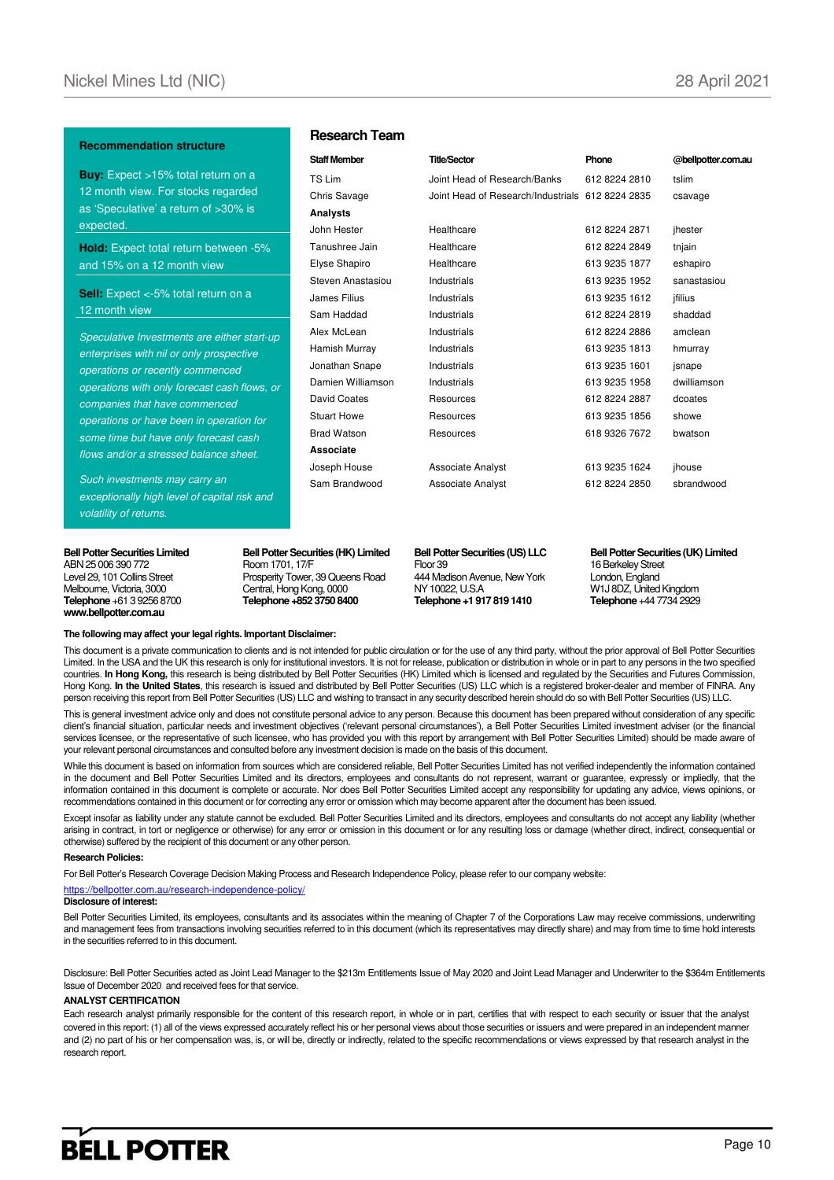**Recommendation structure**

**Buy:** Expect >15% total return on a 12 month view. For stocks regarded as 'Speculative' a return of >30% is expected.

**Hold:** Expect total return between -5% and 15% on a 12 month view

**Sell:** Expect <-5% total return on a 12 month view

*Speculative Investments are either start-up enterprises with nil or only prospective operations or recently commenced operations with only forecast cash flows, or companies that have commenced operations or have been in operation for some time but have only forecast cash flows and/or a stressed balance sheet.*

*Such investments may carry an exceptionally high level of capital risk and volatility of returns.*

## Research Team

| Staff Member | Title/Sector | Phone | @bellpotter.com.au |
|---|---|---|---|
| TS Lim | Joint Head of Research/Banks | 612 8224 2810 | tslim |
| Chris Savage | Joint Head of Research/Industrials | 612 8224 2835 | csavage |
| **Analysts** | | | |
| John Hester | Healthcare | 612 8224 2871 | jhester |
| Tanushree Jain | Healthcare | 612 8224 2849 | tnjain |
| Elyse Shapiro | Healthcare | 613 9235 1877 | eshapiro |
| Steven Anastasiou | Industrials | 613 9235 1952 | sanastasiou |
| James Filius | Industrials | 613 9235 1612 | jfilius |
| Sam Haddad | Industrials | 612 8224 2819 | shaddad |
| Alex McLean | Industrials | 612 8224 2886 | amclean |
| Hamish Murray | Industrials | 613 9235 1813 | hmurray |
| Jonathan Snape | Industrials | 613 9235 1601 | jsnape |
| Damien Williamson | Industrials | 613 9235 1958 | dwilliamson |
| David Coates | Resources | 612 8224 2887 | dcoates |
| Stuart Howe | Resources | 613 9235 1856 | showe |
| Brad Watson | Resources | 618 9326 7672 | bwatson |
| **Associate** | | | |
| Joseph House | Associate Analyst | 613 9235 1624 | jhouse |
| Sam Brandwood | Associate Analyst | 612 8224 2850 | sbrandwood |

**Bell Potter Securities Limited**
ABN 25 006 390 772
Level 29, 101 Collins Street
Melbourne, Victoria, 3000
**Telephone** +61 3 9256 8700
**www.bellpotter.com.au**

**Bell Potter Securities (HK) Limited**
Room 1701, 17/F
Prosperity Tower, 39 Queens Road
Central, Hong Kong, 0000
**Telephone +852 3750 8400**

**Bell Potter Securities (US) LLC**
Floor 39
444 Madison Avenue, New York
NY 10022, U.S.A
**Telephone +1 917 819 1410**

**Bell Potter Securities (UK) Limited**
16 Berkeley Street
London, England
W1J 8DZ, United Kingdom
**Telephone** +44 7734 2929

**The following may affect your legal rights. Important Disclaimer:**

This document is a private communication to clients and is not intended for public circulation or for the use of any third party, without the prior approval of Bell Potter Securities Limited. In the USA and the UK this research is only for institutional investors. It is not for release, publication or distribution in whole or in part to any persons in the two specified countries. **In Hong Kong,** this research is being distributed by Bell Potter Securities (HK) Limited which is licensed and regulated by the Securities and Futures Commission, Hong Kong. **In the United States**, this research is issued and distributed by Bell Potter Securities (US) LLC which is a registered broker-dealer and member of FINRA. Any person receiving this report from Bell Potter Securities (US) LLC and wishing to transact in any security described herein should do so with Bell Potter Securities (US) LLC.

This is general investment advice only and does not constitute personal advice to any person. Because this document has been prepared without consideration of any specific client's financial situation, particular needs and investment objectives ('relevant personal circumstances'), a Bell Potter Securities Limited investment adviser (or the financial services licensee, or the representative of such licensee, who has provided you with this report by arrangement with Bell Potter Securities Limited) should be made aware of your relevant personal circumstances and consulted before any investment decision is made on the basis of this document.

While this document is based on information from sources which are considered reliable, Bell Potter Securities Limited has not verified independently the information contained in the document and Bell Potter Securities Limited and its directors, employees and consultants do not represent, warrant or guarantee, expressly or impliedly, that the information contained in this document is complete or accurate. Nor does Bell Potter Securities Limited accept any responsibility for updating any advice, views opinions, or recommendations contained in this document or for correcting any error or omission which may become apparent after the document has been issued.

Except insofar as liability under any statute cannot be excluded. Bell Potter Securities Limited and its directors, employees and consultants do not accept any liability (whether arising in contract, in tort or negligence or otherwise) for any error or omission in this document or for any resulting loss or damage (whether direct, indirect, consequential or otherwise) suffered by the recipient of this document or any other person.

**Research Policies:**

For Bell Potter's Research Coverage Decision Making Process and Research Independence Policy, please refer to our company website:

https://bellpotter.com.au/research-independence-policy/

**Disclosure of interest:**

Bell Potter Securities Limited, its employees, consultants and its associates within the meaning of Chapter 7 of the Corporations Law may receive commissions, underwriting and management fees from transactions involving securities referred to in this document (which its representatives may directly share) and may from time to time hold interests in the securities referred to in this document.

Disclosure: Bell Potter Securities acted as Joint Lead Manager to the $213m Entitlements Issue of May 2020 and Joint Lead Manager and Underwriter to the $364m Entitlements Issue of December 2020 and received fees for that service.

**ANALYST CERTIFICATION**

Each research analyst primarily responsible for the content of this research report, in whole or in part, certifies that with respect to each security or issuer that the analyst covered in this report: (1) all of the views expressed accurately reflect his or her personal views about those securities or issuers and were prepared in an independent manner and (2) no part of his or her compensation was, is, or will be, directly or indirectly, related to the specific recommendations or views expressed by that research analyst in the research report.